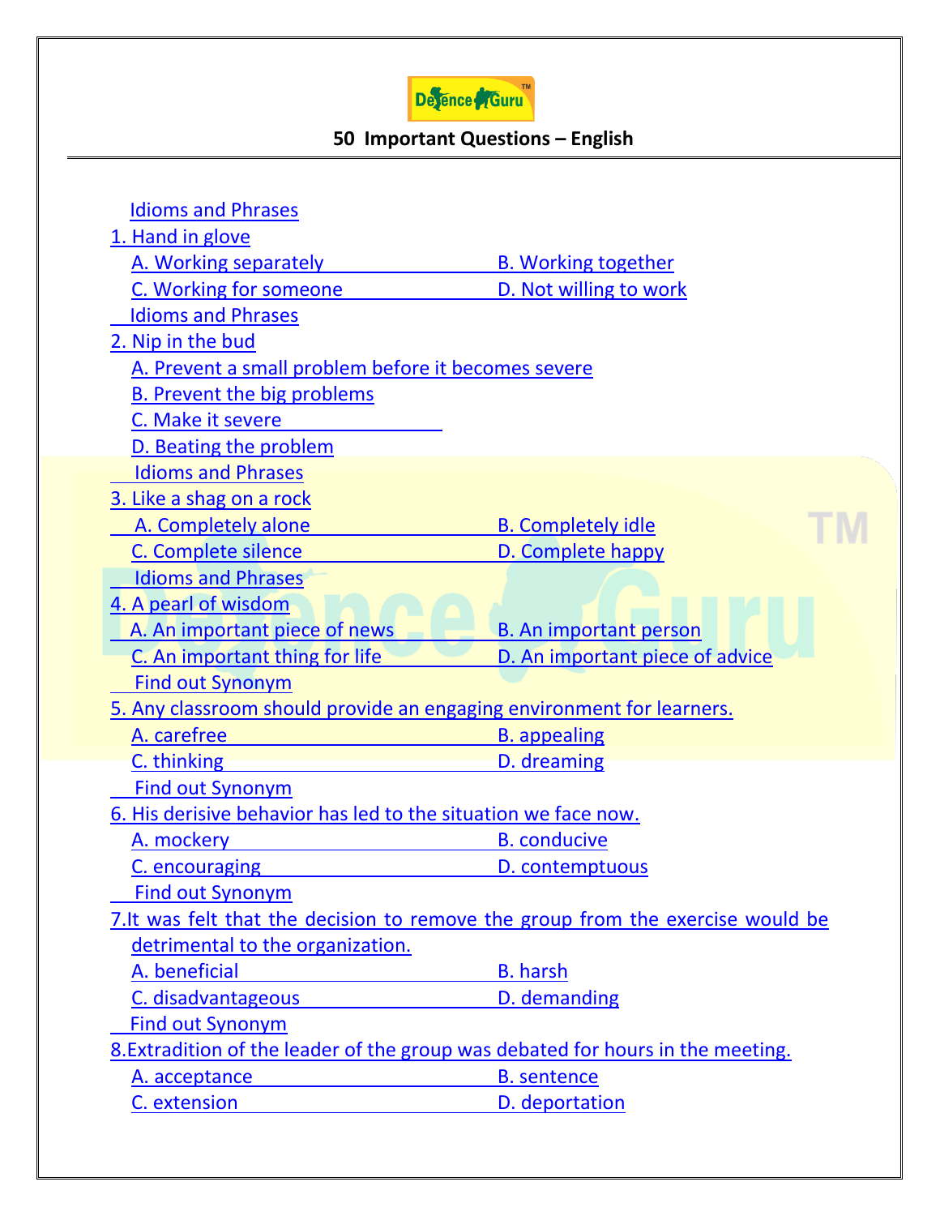# 50 Important Questions – English

Idioms and Phrases

1. Hand in glove

A. Working separately
B. Working together
C. Working for someone
D. Not willing to work

Idioms and Phrases

2. Nip in the bud

A. Prevent a small problem before it becomes severe
B. Prevent the big problems
C. Make it severe
D. Beating the problem

Idioms and Phrases

3. Like a shag on a rock

A. Completely alone
B. Completely idle
C. Complete silence
D. Complete happy

Idioms and Phrases

4. A pearl of wisdom

A. An important piece of news
B. An important person
C. An important thing for life
D. An important piece of advice

Find out Synonym

5. Any classroom should provide an engaging environment for learners.

A. carefree
B. appealing
C. thinking
D. dreaming

Find out Synonym

6. His derisive behavior has led to the situation we face now.

A. mockery
B. conducive
C. encouraging
D. contemptuous

Find out Synonym

7.It was felt that the decision to remove the group from the exercise would be detrimental to the organization.

A. beneficial
B. harsh
C. disadvantageous
D. demanding

Find out Synonym

8.Extradition of the leader of the group was debated for hours in the meeting.

A. acceptance
B. sentence
C. extension
D. deportation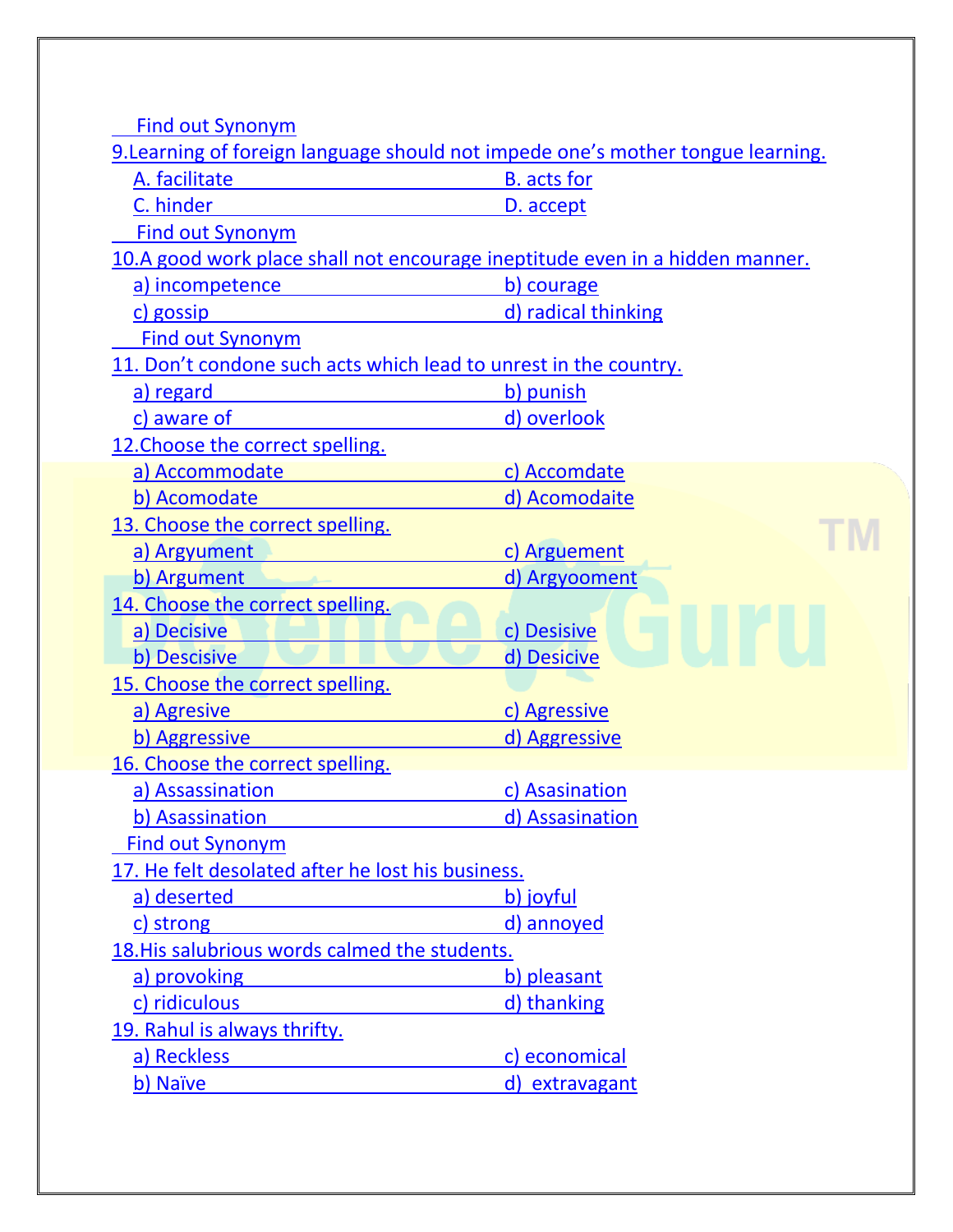Find out Synonym

9.Learning of foreign language should not impede one's mother tongue learning.

A. facilitate B. acts for

C. hinder D. accept

Find out Synonym

10.A good work place shall not encourage ineptitude even in a hidden manner.

a) incompetence b) courage

c) gossip d) radical thinking

Find out Synonym

11. Don't condone such acts which lead to unrest in the country.

a) regard b) punish

c) aware of d) overlook

12.Choose the correct spelling.

a) Accommodate c) Accomdate

b) Acomodate d) Acomodaite

13. Choose the correct spelling.

a) Argyument c) Arguement

b) Argument d) Argyooment

14. Choose the correct spelling.

a) Decisive c) Desisive

b) Descisive d) Desicive

15. Choose the correct spelling.

a) Agresive c) Agressive

b) Aggressive d) Aggressive

16. Choose the correct spelling.

a) Assassination c) Asasination

b) Asassination d) Assasination

Find out Synonym

17. He felt desolated after he lost his business.

a) deserted b) joyful

c) strong d) annoyed

18.His salubrious words calmed the students.

a) provoking b) pleasant

c) ridiculous d) thanking

19. Rahul is always thrifty.

a) Reckless c) economical

b) Naïve d) extravagant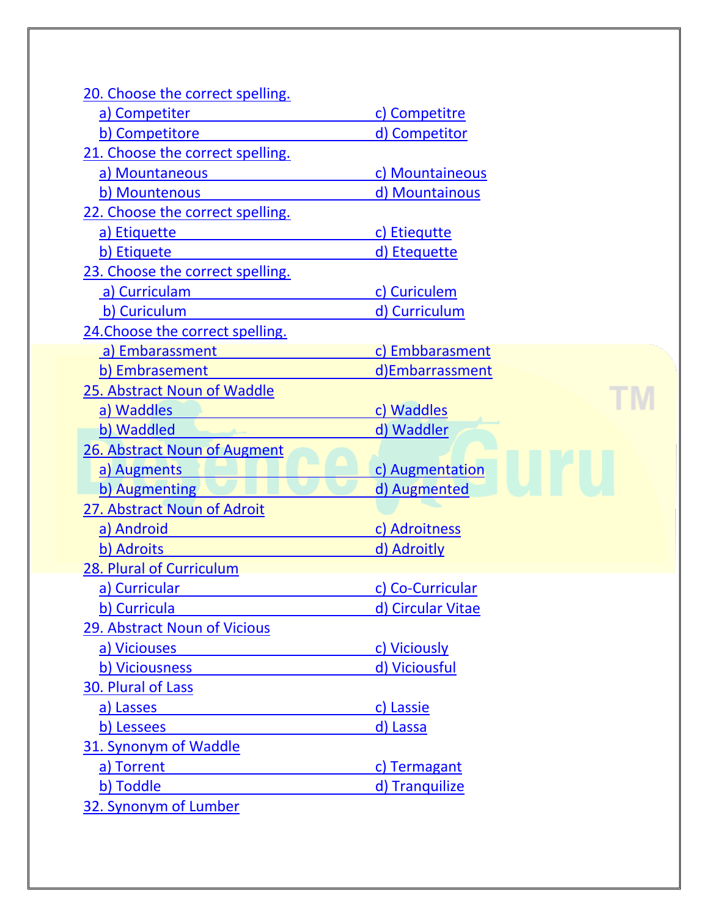20. Choose the correct spelling.

a) Competiter
b) Competitore
c) Competitre
d) Competitor

21. Choose the correct spelling.

a) Mountaneous
b) Mountenous
c) Mountaineous
d) Mountainous

22. Choose the correct spelling.

a) Etiquette
b) Etiquete
c) Etiequtte
d) Etequette

23. Choose the correct spelling.

a) Curriculam
b) Curiculum
c) Curiculem
d) Curriculum

24.Choose the correct spelling.

a) Embarassment
b) Embrasement
c) Embbarasment
d)Embarrassment

25. Abstract Noun of Waddle

a) Waddles
b) Waddled
c) Waddles
d) Waddler

26. Abstract Noun of Augment

a) Augments
b) Augmenting
c) Augmentation
d) Augmented

27. Abstract Noun of Adroit

a) Android
b) Adroits
c) Adroitness
d) Adroitly

28. Plural of Curriculum

a) Curricular
b) Curricula
c) Co-Curricular
d) Circular Vitae

29. Abstract Noun of Vicious

a) Viciouses
b) Viciousness
c) Viciously
d) Viciousful

30. Plural of Lass

a) Lasses
b) Lessees
c) Lassie
d) Lassa

31. Synonym of Waddle

a) Torrent
b) Toddle
c) Termagant
d) Tranquilize

32. Synonym of Lumber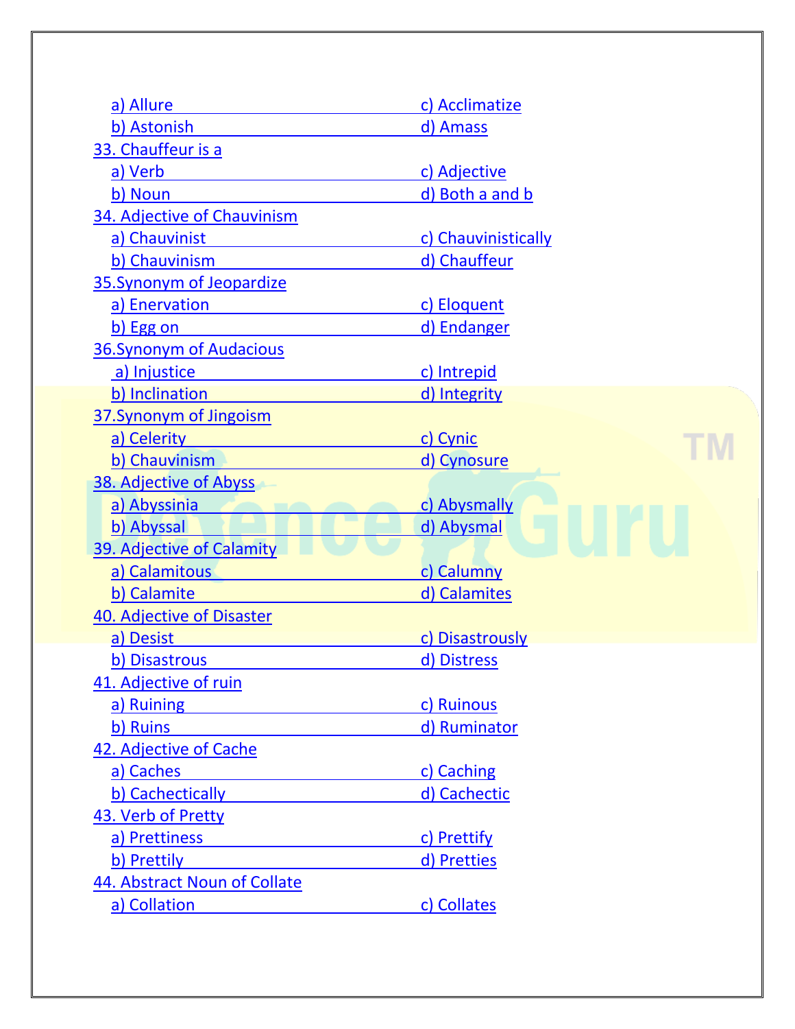a) Allure
b) Astonish
c) Acclimatize
d) Amass

33. Chauffeur is a

a) Verb
b) Noun
c) Adjective
d) Both a and b

34. Adjective of Chauvinism

a) Chauvinist
b) Chauvinism
c) Chauvinistically
d) Chauffeur

35.Synonym of Jeopardize

a) Enervation
b) Egg on
c) Eloquent
d) Endanger

36.Synonym of Audacious

a) Injustice
b) Inclination
c) Intrepid
d) Integrity

37.Synonym of Jingoism

a) Celerity
b) Chauvinism
c) Cynic
d) Cynosure

38. Adjective of Abyss

a) Abyssinia
b) Abyssal
c) Abysmally
d) Abysmal

39. Adjective of Calamity

a) Calamitous
b) Calamite
c) Calumny
d) Calamites

40. Adjective of Disaster

a) Desist
b) Disastrous
c) Disastrously
d) Distress

41. Adjective of ruin

a) Ruining
b) Ruins
c) Ruinous
d) Ruminator

42. Adjective of Cache

a) Caches
b) Cachectically
c) Caching
d) Cachectic

43. Verb of Pretty

a) Prettiness
b) Prettily
c) Prettify
d) Pretties

44. Abstract Noun of Collate

a) Collation
c) Collates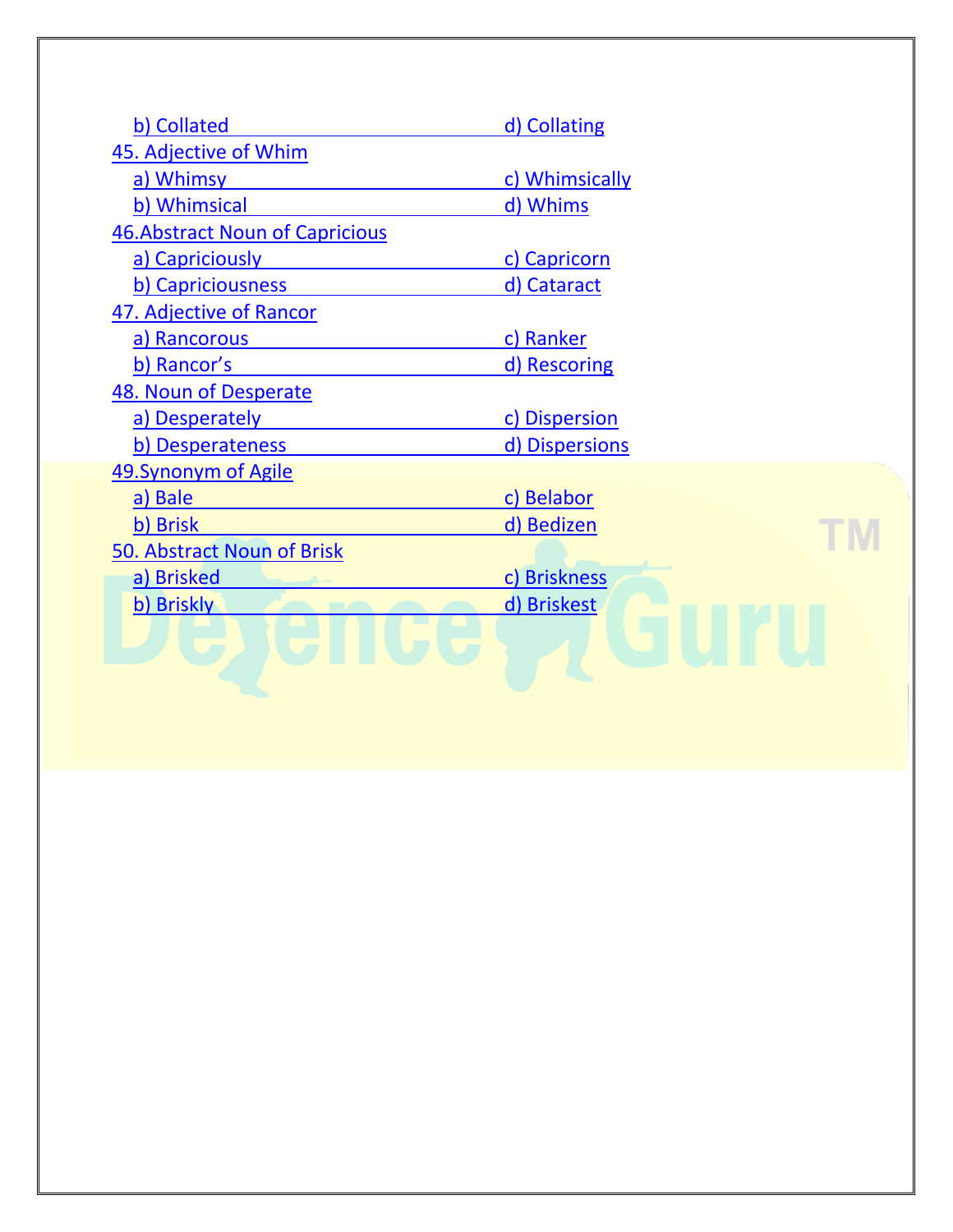b) Collated d) Collating

45. Adjective of Whim

a) Whimsy c) Whimsically

b) Whimsical d) Whims

46.Abstract Noun of Capricious

a) Capriciously c) Capricorn

b) Capriciousness d) Cataract

47. Adjective of Rancor

a) Rancorous c) Ranker

b) Rancor's d) Rescoring

48. Noun of Desperate

a) Desperately c) Dispersion

b) Desperateness d) Dispersions

49.Synonym of Agile

a) Bale c) Belabor

b) Brisk d) Bedizen

50. Abstract Noun of Brisk

a) Brisked c) Briskness

b) Briskly d) Briskest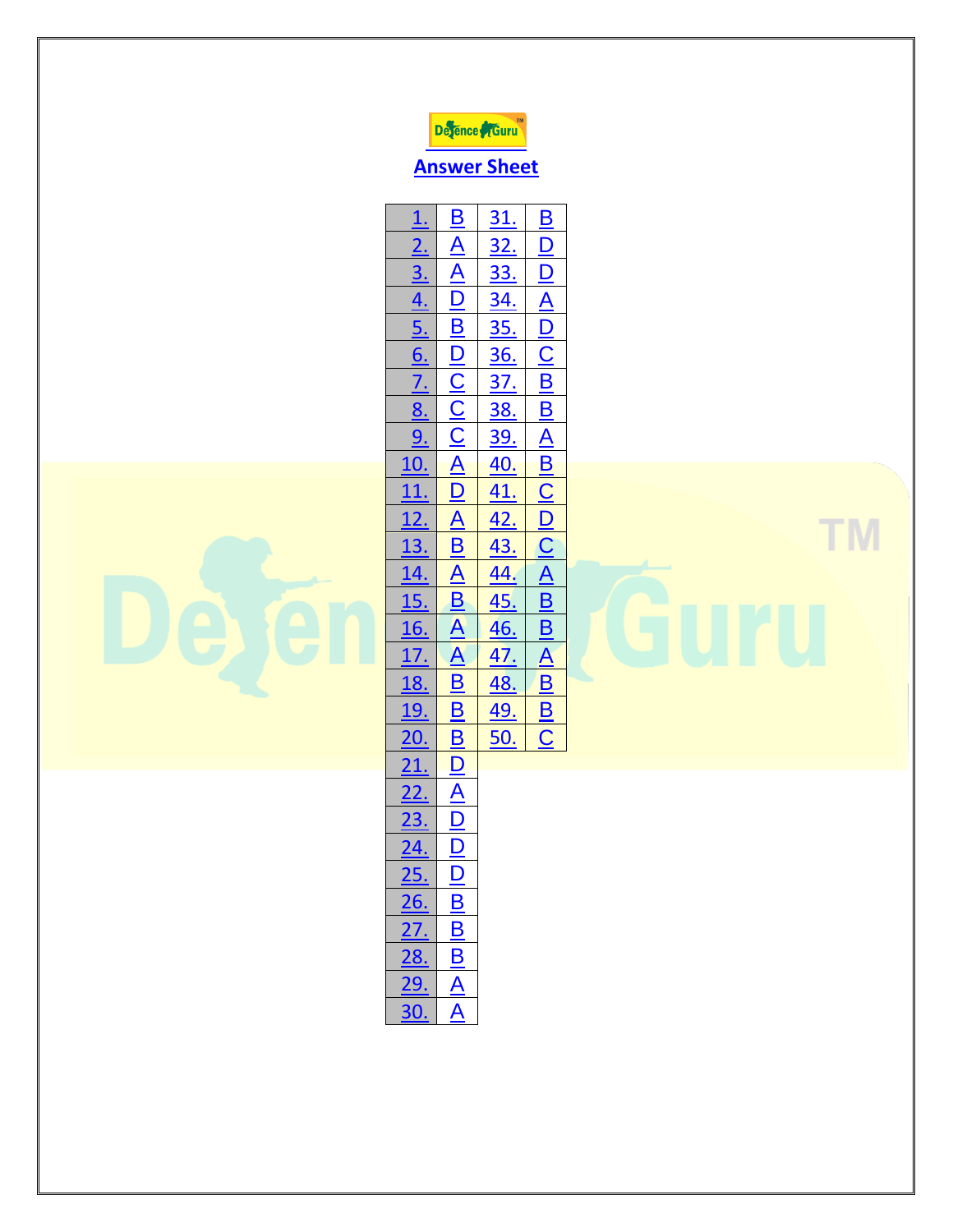## Answer Sheet

| | | | |
|---|---|---|---|
| 1. | B | 31. | B |
| 2. | A | 32. | D |
| 3. | A | 33. | D |
| 4. | D | 34. | A |
| 5. | B | 35. | D |
| 6. | D | 36. | C |
| 7. | C | 37. | B |
| 8. | C | 38. | B |
| 9. | C | 39. | A |
| 10. | A | 40. | B |
| 11. | D | 41. | C |
| 12. | A | 42. | D |
| 13. | B | 43. | C |
| 14. | A | 44. | A |
| 15. | B | 45. | B |
| 16. | A | 46. | B |
| 17. | A | 47. | A |
| 18. | B | 48. | B |
| 19. | B | 49. | B |
| 20. | B | 50. | C |
| 21. | D | | |
| 22. | A | | |
| 23. | D | | |
| 24. | D | | |
| 25. | D | | |
| 26. | B | | |
| 27. | B | | |
| 28. | B | | |
| 29. | A | | |
| 30. | A | | |